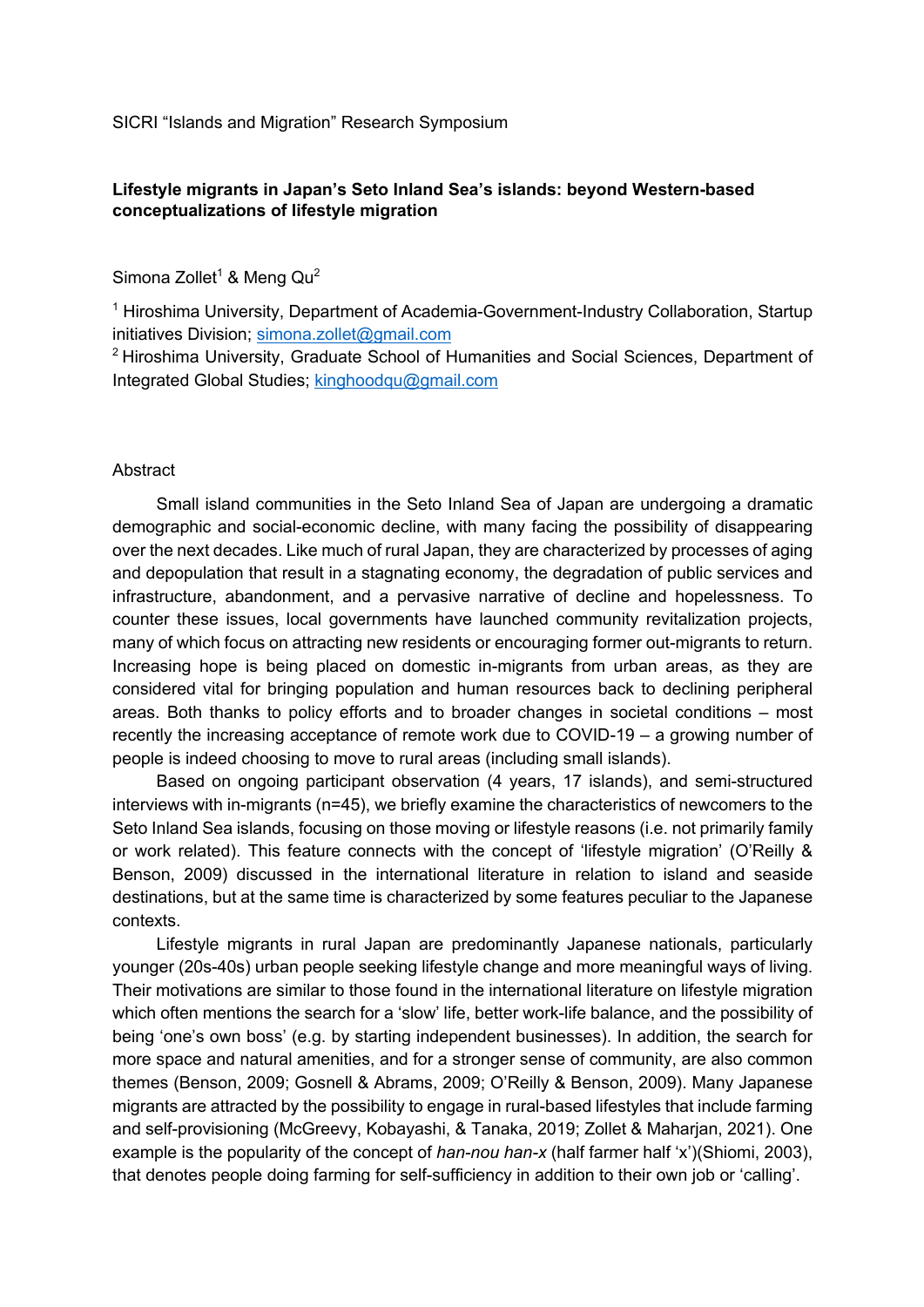SICRI "Islands and Migration" Research Symposium

# Lifestyle migrants in Japan's Seto Inland Sea's islands: beyond Western-based conceptualizations of lifestyle migration

Simona Zollet[1] & Meng Qu[2]

[1] Hiroshima University, Department of Academia-Government-Industry Collaboration, Startup initiatives Division; simona.zollet@gmail.com

[2] Hiroshima University, Graduate School of Humanities and Social Sciences, Department of Integrated Global Studies; kinghoodqu@gmail.com

## Abstract

Small island communities in the Seto Inland Sea of Japan are undergoing a dramatic demographic and social-economic decline, with many facing the possibility of disappearing over the next decades. Like much of rural Japan, they are characterized by processes of aging and depopulation that result in a stagnating economy, the degradation of public services and infrastructure, abandonment, and a pervasive narrative of decline and hopelessness. To counter these issues, local governments have launched community revitalization projects, many of which focus on attracting new residents or encouraging former out-migrants to return. Increasing hope is being placed on domestic in-migrants from urban areas, as they are considered vital for bringing population and human resources back to declining peripheral areas. Both thanks to policy efforts and to broader changes in societal conditions – most recently the increasing acceptance of remote work due to COVID-19 – a growing number of people is indeed choosing to move to rural areas (including small islands).

Based on ongoing participant observation (4 years, 17 islands), and semi-structured interviews with in-migrants (n=45), we briefly examine the characteristics of newcomers to the Seto Inland Sea islands, focusing on those moving or lifestyle reasons (i.e. not primarily family or work related). This feature connects with the concept of 'lifestyle migration' (O'Reilly & Benson, 2009) discussed in the international literature in relation to island and seaside destinations, but at the same time is characterized by some features peculiar to the Japanese contexts.

Lifestyle migrants in rural Japan are predominantly Japanese nationals, particularly younger (20s-40s) urban people seeking lifestyle change and more meaningful ways of living. Their motivations are similar to those found in the international literature on lifestyle migration which often mentions the search for a 'slow' life, better work-life balance, and the possibility of being 'one's own boss' (e.g. by starting independent businesses). In addition, the search for more space and natural amenities, and for a stronger sense of community, are also common themes (Benson, 2009; Gosnell & Abrams, 2009; O'Reilly & Benson, 2009). Many Japanese migrants are attracted by the possibility to engage in rural-based lifestyles that include farming and self-provisioning (McGreevy, Kobayashi, & Tanaka, 2019; Zollet & Maharjan, 2021). One example is the popularity of the concept of *han-nou han-x* (half farmer half 'x')(Shiomi, 2003), that denotes people doing farming for self-sufficiency in addition to their own job or 'calling'.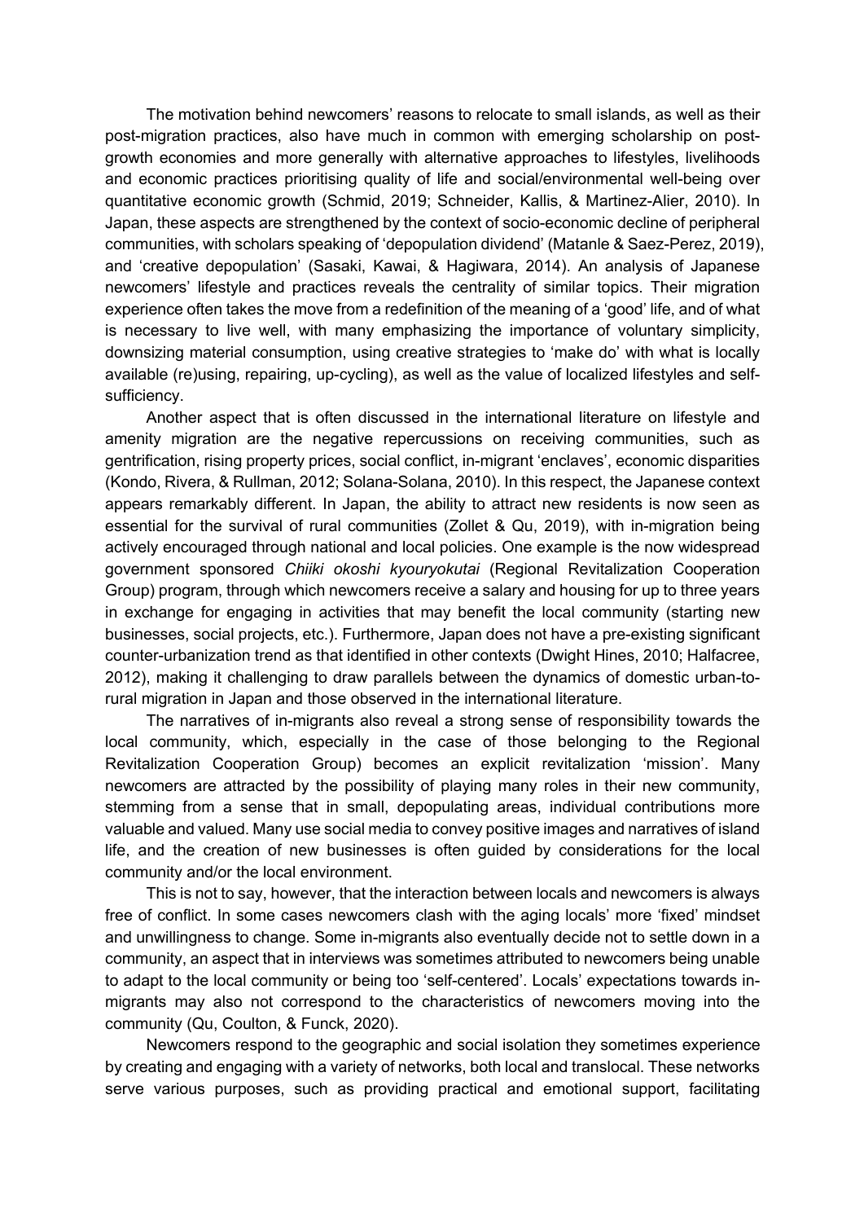The motivation behind newcomers' reasons to relocate to small islands, as well as their post-migration practices, also have much in common with emerging scholarship on post-growth economies and more generally with alternative approaches to lifestyles, livelihoods and economic practices prioritising quality of life and social/environmental well-being over quantitative economic growth (Schmid, 2019; Schneider, Kallis, & Martinez-Alier, 2010). In Japan, these aspects are strengthened by the context of socio-economic decline of peripheral communities, with scholars speaking of 'depopulation dividend' (Matanle & Saez-Perez, 2019), and 'creative depopulation' (Sasaki, Kawai, & Hagiwara, 2014). An analysis of Japanese newcomers' lifestyle and practices reveals the centrality of similar topics. Their migration experience often takes the move from a redefinition of the meaning of a 'good' life, and of what is necessary to live well, with many emphasizing the importance of voluntary simplicity, downsizing material consumption, using creative strategies to 'make do' with what is locally available (re)using, repairing, up-cycling), as well as the value of localized lifestyles and self-sufficiency.

Another aspect that is often discussed in the international literature on lifestyle and amenity migration are the negative repercussions on receiving communities, such as gentrification, rising property prices, social conflict, in-migrant 'enclaves', economic disparities (Kondo, Rivera, & Rullman, 2012; Solana-Solana, 2010). In this respect, the Japanese context appears remarkably different. In Japan, the ability to attract new residents is now seen as essential for the survival of rural communities (Zollet & Qu, 2019), with in-migration being actively encouraged through national and local policies. One example is the now widespread government sponsored *Chiiki okoshi kyouryokutai* (Regional Revitalization Cooperation Group) program, through which newcomers receive a salary and housing for up to three years in exchange for engaging in activities that may benefit the local community (starting new businesses, social projects, etc.). Furthermore, Japan does not have a pre-existing significant counter-urbanization trend as that identified in other contexts (Dwight Hines, 2010; Halfacree, 2012), making it challenging to draw parallels between the dynamics of domestic urban-to-rural migration in Japan and those observed in the international literature.

The narratives of in-migrants also reveal a strong sense of responsibility towards the local community, which, especially in the case of those belonging to the Regional Revitalization Cooperation Group) becomes an explicit revitalization 'mission'. Many newcomers are attracted by the possibility of playing many roles in their new community, stemming from a sense that in small, depopulating areas, individual contributions more valuable and valued. Many use social media to convey positive images and narratives of island life, and the creation of new businesses is often guided by considerations for the local community and/or the local environment.

This is not to say, however, that the interaction between locals and newcomers is always free of conflict. In some cases newcomers clash with the aging locals' more 'fixed' mindset and unwillingness to change. Some in-migrants also eventually decide not to settle down in a community, an aspect that in interviews was sometimes attributed to newcomers being unable to adapt to the local community or being too 'self-centered'. Locals' expectations towards in-migrants may also not correspond to the characteristics of newcomers moving into the community (Qu, Coulton, & Funck, 2020).

Newcomers respond to the geographic and social isolation they sometimes experience by creating and engaging with a variety of networks, both local and translocal. These networks serve various purposes, such as providing practical and emotional support, facilitating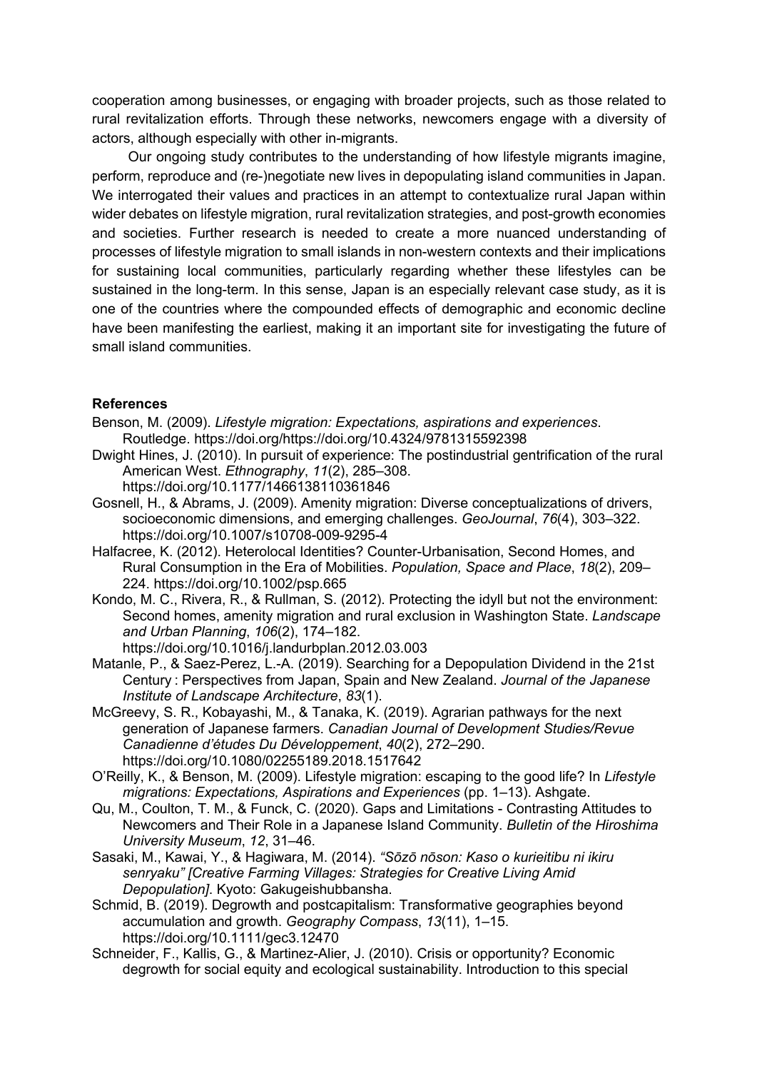cooperation among businesses, or engaging with broader projects, such as those related to rural revitalization efforts. Through these networks, newcomers engage with a diversity of actors, although especially with other in-migrants.

Our ongoing study contributes to the understanding of how lifestyle migrants imagine, perform, reproduce and (re-)negotiate new lives in depopulating island communities in Japan. We interrogated their values and practices in an attempt to contextualize rural Japan within wider debates on lifestyle migration, rural revitalization strategies, and post-growth economies and societies. Further research is needed to create a more nuanced understanding of processes of lifestyle migration to small islands in non-western contexts and their implications for sustaining local communities, particularly regarding whether these lifestyles can be sustained in the long-term. In this sense, Japan is an especially relevant case study, as it is one of the countries where the compounded effects of demographic and economic decline have been manifesting the earliest, making it an important site for investigating the future of small island communities.

**References**

Benson, M. (2009). *Lifestyle migration: Expectations, aspirations and experiences*. Routledge. https://doi.org/https://doi.org/10.4324/9781315592398

Dwight Hines, J. (2010). In pursuit of experience: The postindustrial gentrification of the rural American West. *Ethnography*, *11*(2), 285–308. https://doi.org/10.1177/1466138110361846

Gosnell, H., & Abrams, J. (2009). Amenity migration: Diverse conceptualizations of drivers, socioeconomic dimensions, and emerging challenges. *GeoJournal*, *76*(4), 303–322. https://doi.org/10.1007/s10708-009-9295-4

Halfacree, K. (2012). Heterolocal Identities? Counter-Urbanisation, Second Homes, and Rural Consumption in the Era of Mobilities. *Population, Space and Place*, *18*(2), 209–224. https://doi.org/10.1002/psp.665

Kondo, M. C., Rivera, R., & Rullman, S. (2012). Protecting the idyll but not the environment: Second homes, amenity migration and rural exclusion in Washington State. *Landscape and Urban Planning*, *106*(2), 174–182. https://doi.org/10.1016/j.landurbplan.2012.03.003

Matanle, P., & Saez-Perez, L.-A. (2019). Searching for a Depopulation Dividend in the 21st Century : Perspectives from Japan, Spain and New Zealand. *Journal of the Japanese Institute of Landscape Architecture*, *83*(1).

McGreevy, S. R., Kobayashi, M., & Tanaka, K. (2019). Agrarian pathways for the next generation of Japanese farmers. *Canadian Journal of Development Studies/Revue Canadienne d'études Du Développement*, *40*(2), 272–290. https://doi.org/10.1080/02255189.2018.1517642

O'Reilly, K., & Benson, M. (2009). Lifestyle migration: escaping to the good life? In *Lifestyle migrations: Expectations, Aspirations and Experiences* (pp. 1–13). Ashgate.

Qu, M., Coulton, T. M., & Funck, C. (2020). Gaps and Limitations - Contrasting Attitudes to Newcomers and Their Role in a Japanese Island Community. *Bulletin of the Hiroshima University Museum*, *12*, 31–46.

Sasaki, M., Kawai, Y., & Hagiwara, M. (2014). *"Sōzō nōson: Kaso o kurieitibu ni ikiru senryaku" [Creative Farming Villages: Strategies for Creative Living Amid Depopulation]*. Kyoto: Gakugeishubbansha.

Schmid, B. (2019). Degrowth and postcapitalism: Transformative geographies beyond accumulation and growth. *Geography Compass*, *13*(11), 1–15. https://doi.org/10.1111/gec3.12470

Schneider, F., Kallis, G., & Martinez-Alier, J. (2010). Crisis or opportunity? Economic degrowth for social equity and ecological sustainability. Introduction to this special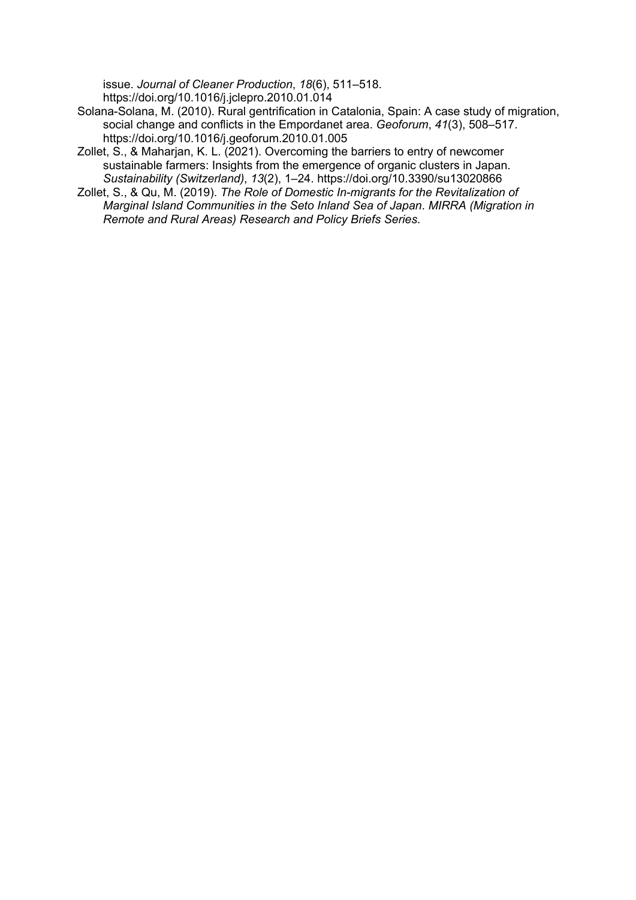issue. *Journal of Cleaner Production*, *18*(6), 511–518. https://doi.org/10.1016/j.jclepro.2010.01.014

Solana-Solana, M. (2010). Rural gentrification in Catalonia, Spain: A case study of migration, social change and conflicts in the Empordanet area. *Geoforum*, *41*(3), 508–517. https://doi.org/10.1016/j.geoforum.2010.01.005

Zollet, S., & Maharjan, K. L. (2021). Overcoming the barriers to entry of newcomer sustainable farmers: Insights from the emergence of organic clusters in Japan. *Sustainability (Switzerland)*, *13*(2), 1–24. https://doi.org/10.3390/su13020866

Zollet, S., & Qu, M. (2019). *The Role of Domestic In-migrants for the Revitalization of Marginal Island Communities in the Seto Inland Sea of Japan*. *MIRRA (Migration in Remote and Rural Areas) Research and Policy Briefs Series*.